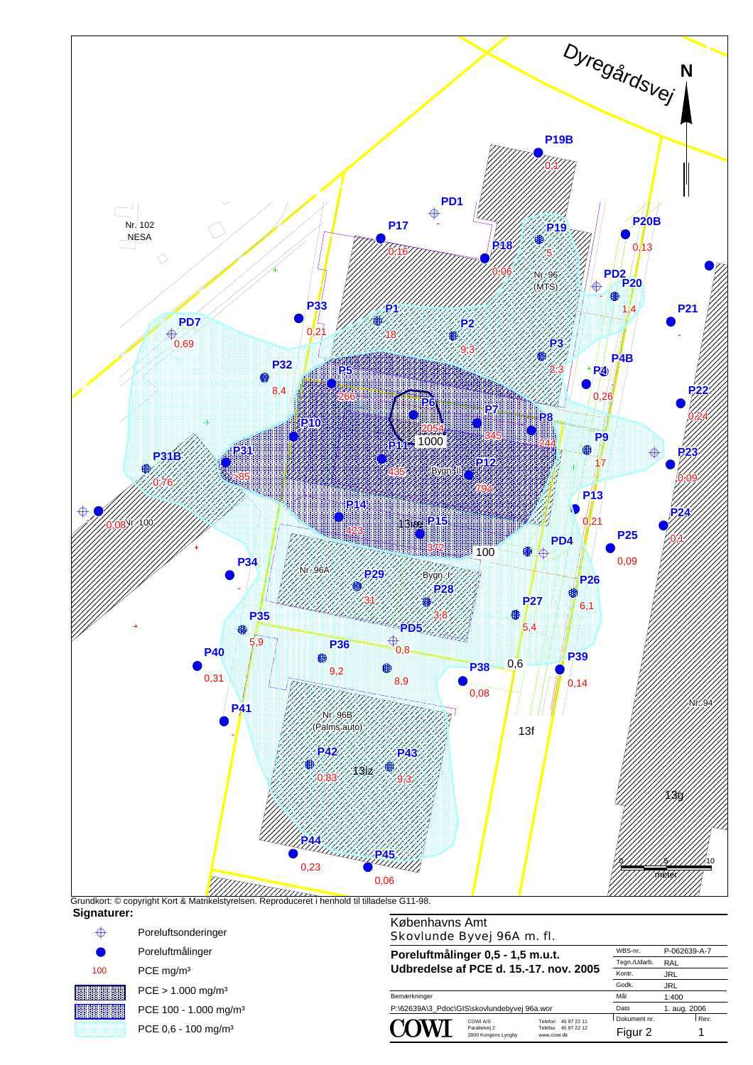Dyregårdsvej

N

| Punkt | PCE mg/m³ |
|---|---|
| P19B | 0,1 |
| PD1 | - |
| P17 | 0,16 |
| P18 | 0,06 |
| P19 | 5 |
| P20B | 0,13 |
| PD2 | - |
| P20 | 1,4 |
| P21 | - |
| PD7 | 0,69 |
| P33 | 0,21 |
| P1 | 18 |
| P2 | 9,3 |
| P3 | 2,3 |
| P4 | - |
| P4B | 0,26 |
| P22 | 0,24 |
| P32 | 8,4 |
| P5 | 266 |
| P6 | 2054 |
| P7 | 345 |
| P8 | 244 |
| P9 | 17 |
| P23 | 0,09 |
| P10 | - |
| P11 | 435 |
| P12 | 794 |
| P31 | 85 |
| P31B | 0,76 |
| P13 | 0,21 |
| P14 | 423 |
| P15 | 372 |
| P24 | 0,1 |
| PD4 | - |
| P25 | 0,09 |
| P34 | - |
| P29 | 31 |
| P28 | 3,8 |
| P26 | 6,1 |
| P27 | 5,4 |
| P35 | 5,9 |
| PD5 | 0,8 |
| P36 | 9,2 |
| P40 | 0,31 |
| P38 | 0,08 |
| P39 | 0,14 |
| P41 | - |
| P42 | 0,83 |
| P43 | 9,3 |
| P44 | 0,23 |
| P45 | 0,06 |

Other labels on map: Nr. 102 NESA; Nr. 96 (MTS); Nr. 100 (0,08); Nr. 96A; Bygn. I; Bygn.; 13ae; 1000; 100; 0,6; 8,9; Nr. 96B (Palms auto); 13iz; 13f; 13g; Nr. 94; 0, 5, 10 meter

Grundkort: © copyright Kort & Matrikelstyrelsen. Reproduceret i henhold til tilladelse G11-98.

**Signaturer:**

- ⊕ Poreluftsonderinger
- ● Poreluftmålinger
- 100 PCE mg/m³
- PCE > 1.000 mg/m³
- PCE 100 - 1.000 mg/m³
- PCE 0,6 - 100 mg/m³

Københavns Amt
Skovlunde Byvej 96A m. fl.

**Poreluftmålinger 0,5 - 1,5 m.u.t.**
**Udbredelse af PCE d. 15.-17. nov. 2005**

| | |
|---|---|
| WBS-nr. | P-062639-A-7 |
| Tegn./Udarb. | RAL |
| Kontr. | JRL |
| Godk. | JRL |
| Mål | 1:400 |
| Dato | 1. aug. 2006 |
| Dokument nr. | Figur 2 |
| Rev. | 1 |

Bemærkninger

P:\62639A\3_Pdoc\GIS\skovlundebyvej 96a.wor

COWI — COWI A/S, Parallelvej 2, 2800 Kongens Lyngby — Telefon 45 97 22 11, Telefax 45 97 22 12, www.cowi.dk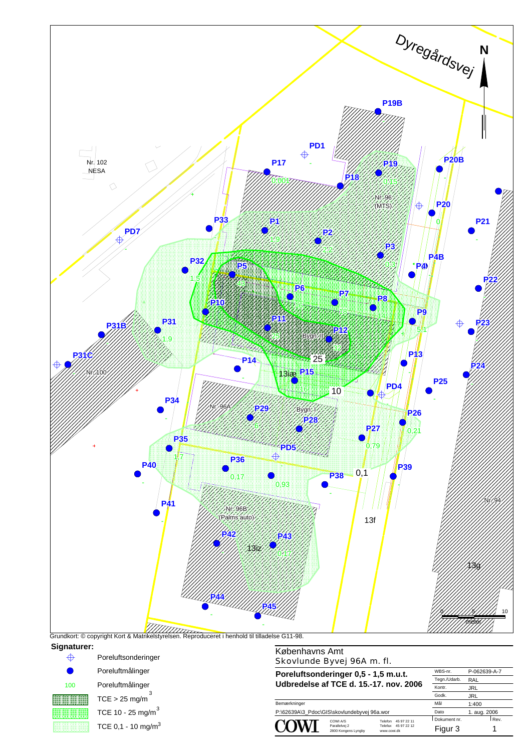Dyregårdsvej

N

P19B, PD1, P17 0,001, P19 0,15, P18, P20B, Nr. 102 NESA, Nr. 96 (MTS), P20 0, P21, P33, P1 1,9, P2 2,2, PD7, P3 0,3, P4B, P32 1,5, P5 46, P4, P22, P6, P7, P8, P10, P9 5,1, P23, P31B, P31 1,9, P11, P12, Bygn. II, P13, P31C, Nr. 100, P14, 25, 13læ, P15 16, P24, P25, PD4, 10, P34, Nr. 96A, P29 6, Bygn. I, P28, P26 0,21, P27 0,79, P35 1,7, PD5, P36 0,17, 0,93, P40, P38, 0,1, P39, P41, Nr. 96B (Palms auto), 13f, Nr. 94, P42, P43 0,17, 13iz, 13g, P44, P45

0 5 10 meter

Grundkort: © copyright Kort & Matrikelstyrelsen. Reproduceret i henhold til tilladelse G11-98.

**Signaturer:**

- Poreluftsonderinger
- Poreluftmålinger
- 100 Poreluftmålinger
- TCE > 25 mg/m$^3$
- TCE 10 - 25 mg/m$^3$
- TCE 0,1 - 10 mg/m$^3$

Københavns Amt
Skovlunde Byvej 96A m. fl.

**Poreluftsonderinger 0,5 - 1,5 m.u.t.**
**Udbredelse af TCE d. 15.-17. nov. 2006**

| | |
|---|---|
| WBS-nr. | P-062639-A-7 |
| Tegn./Udarb. | RAL |
| Kontr. | JRL |
| Godk. | JRL |
| Mål | 1:400 |
| Dato | 1. aug. 2006 |
| Dokument nr. | Figur 3 |
| Rev. | 1 |

Bemærkninger

P:\62639A\3_Pdoc\GIS\skovlundebyvej 96a.wor

COWI — COWI A/S, Parallelvej 2, 2800 Kongens Lyngby — Telefon 45 97 22 11, Telefax 45 97 22 12, www.cowi.dk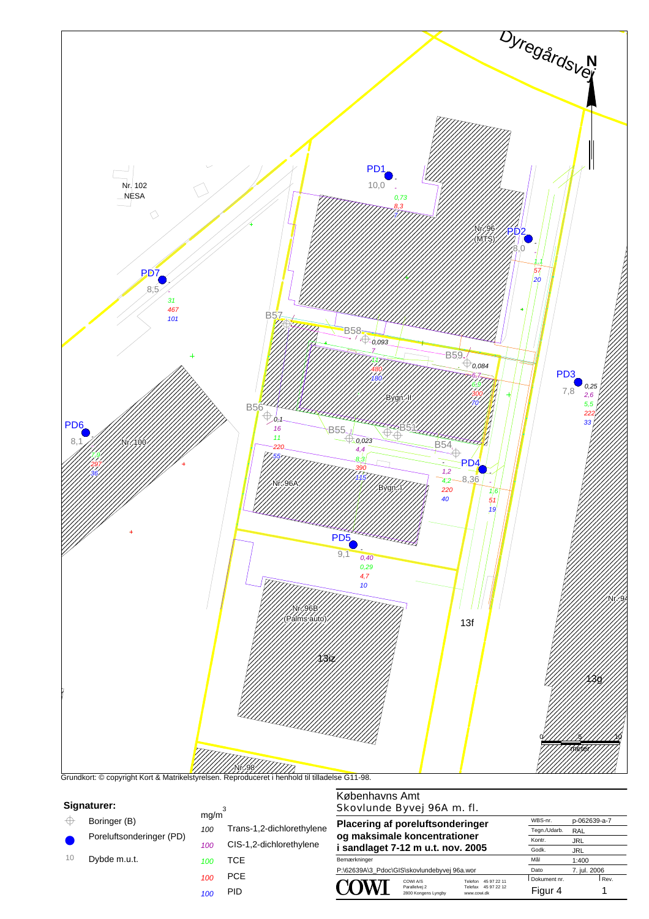Dyregårdsvej

N

Nr. 102
NESA

PD1
10,0
0,73
8,3

Nr. 96
(MTS)

PD2
8,0
1,1
57
20

PD7
8,5
31
467
101

B57

B58
0,093
7
13
480
180

B59
0,084
6,7
8,9
300
70

Bygn. II

PD3
7,8
0,25
2,6
5,5
222
33

B56
0,1
16
11
220
55

PD6
8,1
Nr. 100
1,9
297
36

B55
0,023
4,4
8,3
390
115

B51

B54

PD4
8,36
1,2
4,2
220
40
1,6
51
19

Nr. 96A

Bygn. I

PD5
9,1
0,40
0,29
4,7
10

Nr. 96B
(Palms auto)

13f

13iz

Nr. 94

13g

0 5 10
meter

Nr. 98

Grundkort: © copyright Kort & Matrikelstyrelsen. Reproduceret i henhold til tilladelse G11-98.

**Signaturer:**

- Boringer (B)
- Poreluftsonderinger (PD)
- 10 Dybde m.u.t.

$mg/m^3$

| | |
|---|---|
| 100 | Trans-1,2-dichlorethylene |
| 100 | CIS-1,2-dichlorethylene |
| 100 | TCE |
| 100 | PCE |
| 100 | PID |

Københavns Amt
Skovlunde Byvej 96A m. fl.

**Placering af poreluftsonderinger og maksimale koncentrationer i sandlaget 7-12 m u.t. nov. 2005**

Bemærkninger

P:\62639A\3_Pdoc\GIS\skovlundebyvej 96a.wor

COWI A/S
Parallelvej 2
2800 Kongens Lyngby
Telefon 45 97 22 11
Telefax 45 97 22 12
www.cowi.dk

| | |
|---|---|
| WBS-nr. | p-062639-a-7 |
| Tegn./Udarb. | RAL |
| Kontr. | JRL |
| Godk. | JRL |
| Mål | 1:400 |
| Dato | 7. jul. 2006 |
| Dokument nr. | Figur 4 |
| Rev. | 1 |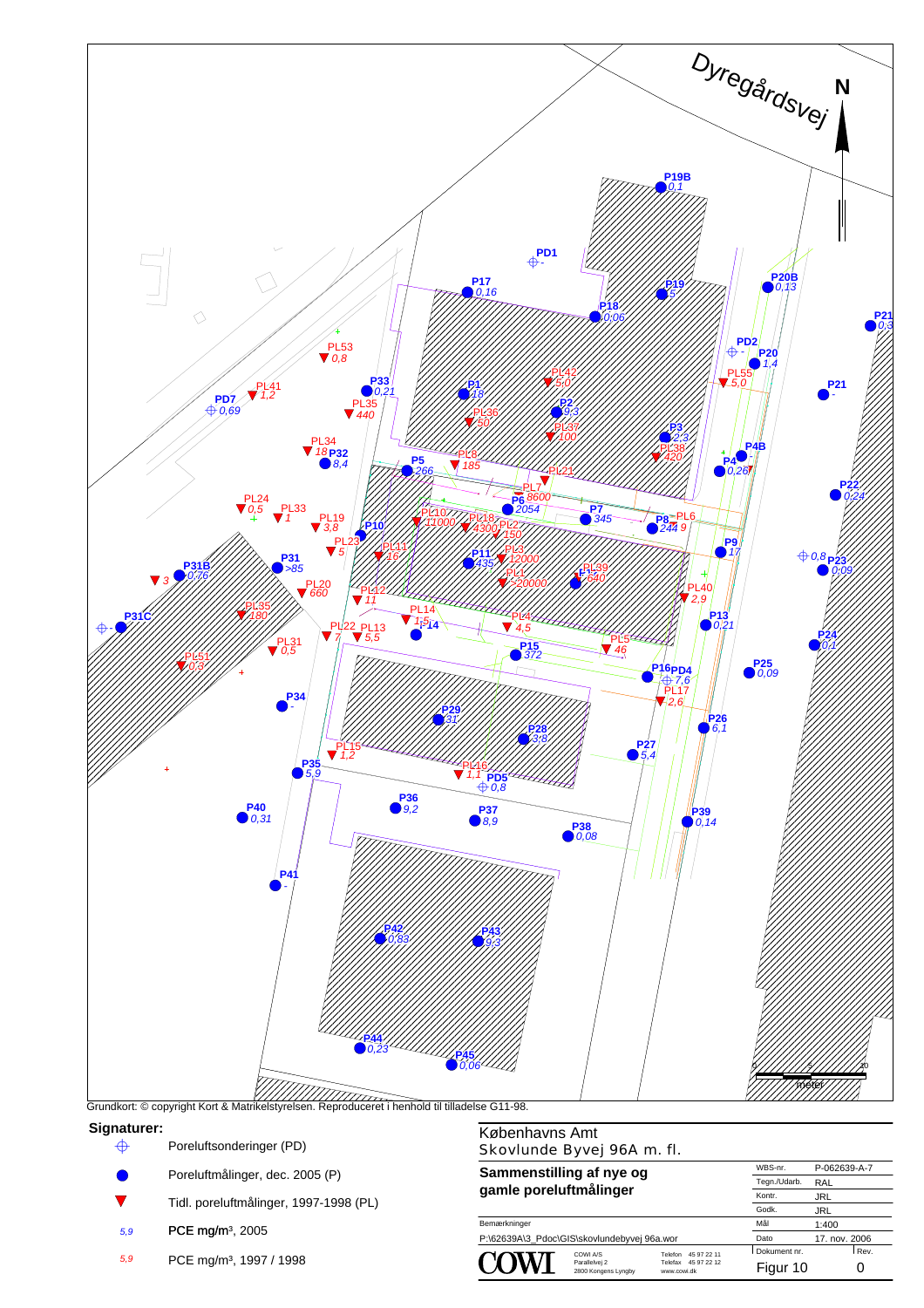Dyregårdsvej

N

| Punkt | PCE mg/m³ |
|---|---|
| P19B | 0,1 |
| PD1 | - |
| P17 | 0,16 |
| P19 | 5 |
| P18 | 0,06 |
| P20B | 0,13 |
| P21 | 0,3 |
| PL53 | 0,8 |
| PD2 | - |
| P20 | 1,4 |
| PL42 | 5,0 |
| PL55 | 5,0 |
| P21 | - |
| PL41 | 1,2 |
| P33 | 0,21 |
| P1 | 18 |
| PD7 | 0,69 |
| PL35 | 440 |
| P2 | 9,3 |
| PL36 | 50 |
| PL37 | 100 |
| P3 | 2,3 |
| PL34 | 18 |
| P32 | 8,4 |
| PL8 | 185 |
| PL38 | 420 |
| P4B | - |
| P5 | 266 |
| PL21 | |
| P4 | 0,26 |
| PL7 | 8600 |
| P22 | 0,24 |
| PL24 | 0,5 |
| PL33 | 1 |
| P6 | 2054 |
| PL10 | 11000 |
| PL18 | 4300 |
| P7 | 345 |
| P8 | 244 |
| PL6 | 9 |
| PL19 | 3,8 |
| P10 | |
| PL27 | 150 |
| PL23 | 5 |
| PL11 | 16 |
| P9 | 17 |
| P31 | >85 |
| P11 | 435 |
| PL3 | 12000 |
| PL39 | 640 |
| P23 | 0,09 |
| PD | 0,8 |
| P31B | 0,76 |
| – | 3 |
| PL20 | 660 |
| PL1 | >20000 |
| P12 | |
| PL12 | 11 |
| PL40 | 2,9 |
| PL35 | 180 |
| PL14 | 1,5 |
| P14 | |
| P13 | 0,21 |
| P31C | - |
| PL22 | 7 |
| PL13 | 5,5 |
| PL4 | 4,5 |
| PL5 | 46 |
| P24 | 0,1 |
| PL31 | 0,5 |
| P15 | 372 |
| PL51 | 0,3 |
| P16 | |
| PD4 | 7,6 |
| P25 | 0,09 |
| PL17 | 2,6 |
| P34 | - |
| P29 | 31 |
| P26 | 6,1 |
| P28 | 3,8 |
| PL15 | 1,2 |
| P27 | 5,4 |
| P35 | 5,9 |
| PL16 | 1,1 |
| PD5 | 0,8 |
| P36 | 9,2 |
| P37 | 8,9 |
| P39 | 0,14 |
| P40 | 0,31 |
| P38 | 0,08 |
| P41 | - |
| P42 | 0,83 |
| P43 | 9,3 |
| P44 | 0,23 |
| P45 | 0,06 |

0 5 10 meter

Grundkort: © copyright Kort & Matrikelstyrelsen. Reproduceret i henhold til tilladelse G11-98.

**Signaturer:**

- ⊕ Poreluftsonderinger (PD)
- ● Poreluftmålinger, dec. 2005 (P)
- ▼ Tidl. poreluftmålinger, 1997-1998 (PL)
- *5,9* **PCE mg/m³, 2005**
- *5,9* PCE mg/m³, 1997 / 1998

Københavns Amt
Skovlunde Byvej 96A m. fl.

**Sammenstilling af nye og gamle poreluftmålinger**

| | |
|---|---|
| WBS-nr. | P-062639-A-7 |
| Tegn./Udarb. | RAL |
| Kontr. | JRL |
| Godk. | JRL |
| Mål | 1:400 |
| Dato | 17. nov. 2006 |
| Dokument nr. | Figur 10 |
| Rev. | 0 |

Bemærkninger

P:\62639A\3_Pdoc\GIS\skovlundebyvej 96a.wor

COWI

COWI A/S
Parallelvej 2
2800 Kongens Lyngby

Telefon 45 97 22 11
Telefax 45 97 22 12
www.cowi.dk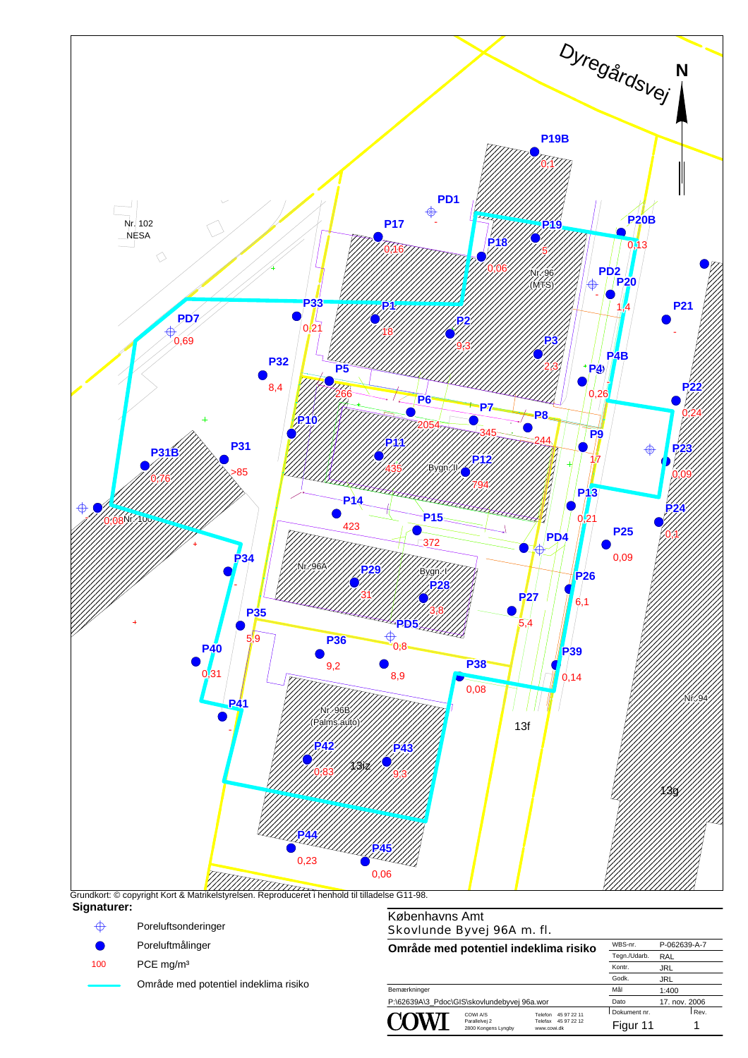Dyregårdsvej

N

P19B
0,1

PD1
-

P17
0,16

P19
5

P20B
0,13

P18
0,06

Nr. 102
NESA

Nr. 96
(MTS)

PD2
-

P20
1,4

P21
-

P33
0,21

P1
18

P2
9,3

PD7
0,69

P3
2,3

P4B

P4
-
0,26

P32
8,4

P5
266

P22
0,24

P6
2054

P7
345

P8
244

P10

P9
17

P23
0,09

P31
>85

P31B
0,76

P11
435

Bygn. II

P12
794

P13
0,21

P24
0,1

P14
423

P15
372

-
0,08

Nr. 100

PD4

P25
0,09

P34
-

Nr. 96A

P29
31

Bygn. I

P28
3,8

P26
6,1

P27
5,4

P35
5,9

PD5
0,8

P36
9,2

8,9

P40
0,31

P38
0,08

P39
0,14

Nr. 94

P41
-

Nr. 96B
(Palms auto)

13f

P42
0,83

13iz

P43
9,3

13g

P44
0,23

P45
0,06

Grundkort: © copyright Kort & Matrikelstyrelsen. Reproduceret i henhold til tilladelse G11-98.

**Signaturer:**

- Poreluftsonderinger
- Poreluftmålinger
- 100 — PCE mg/m³
- Område med potentiel indeklima risiko

Københavns Amt
Skovlunde Byvej 96A m. fl.

**Område med potentiel indeklima risiko**

| | |
|---|---|
| WBS-nr. | P-062639-A-7 |
| Tegn./Udarb. | RAL |
| Kontr. | JRL |
| Godk. | JRL |
| Mål | 1:400 |
| Dato | 17. nov. 2006 |
| Dokument nr. | Figur 11 |
| Rev. | 1 |

Bemærkninger

P:\62639A\3_Pdoc\GIS\skovlundebyvej 96a.wor

COWI A/S
Parallelvej 2
2800 Kongens Lyngby

Telefon 45 97 22 11
Telefax 45 97 22 12
www.cowi.dk